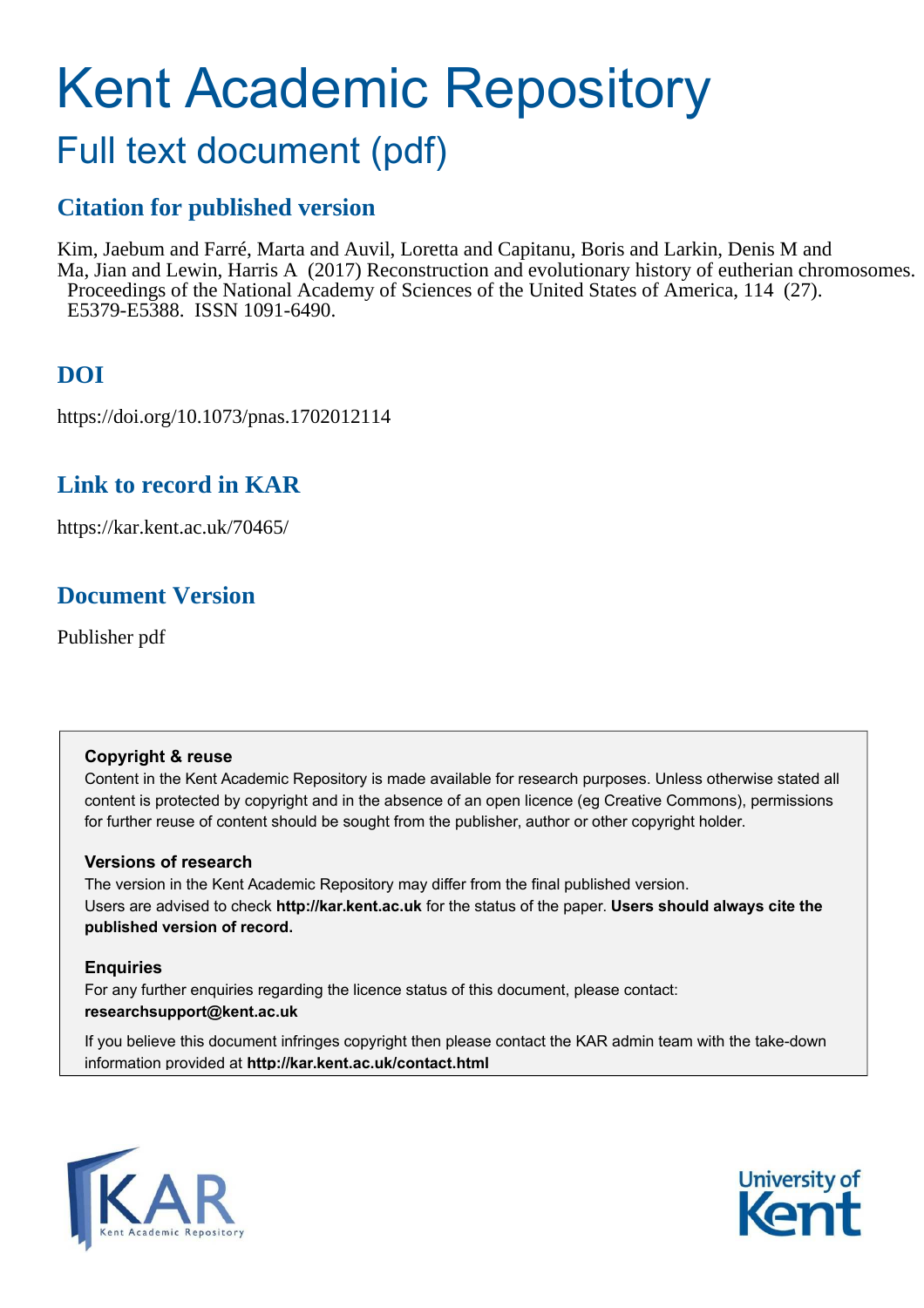# Kent Academic Repository

## Full text document (pdf)

### Citation for published version

Kim, Jaebum and Farré, Marta and Auvil, Loretta and Capitanu, Boris and Larkin, Denis M and Ma, Jian and Lewin, Harris A (2017) Reconstruction and evolutionary history of eutherian chromosomes. Proceedings of the National Academy of Sciences of the United States of America, 114 (27). E5379-E5388. ISSN 1091-6490.

### DOI

https://doi.org/10.1073/pnas.1702012114

### Link to record in KAR

https://kar.kent.ac.uk/70465/

### Document Version

Publisher pdf

**Copyright & reuse**

Content in the Kent Academic Repository is made available for research purposes. Unless otherwise stated all content is protected by copyright and in the absence of an open licence (eg Creative Commons), permissions for further reuse of content should be sought from the publisher, author or other copyright holder.

**Versions of research**

The version in the Kent Academic Repository may differ from the final published version. Users are advised to check **http://kar.kent.ac.uk** for the status of the paper. **Users should always cite the published version of record.**

**Enquiries**

For any further enquiries regarding the licence status of this document, please contact: **researchsupport@kent.ac.uk**

If you believe this document infringes copyright then please contact the KAR admin team with the take-down information provided at **http://kar.kent.ac.uk/contact.html**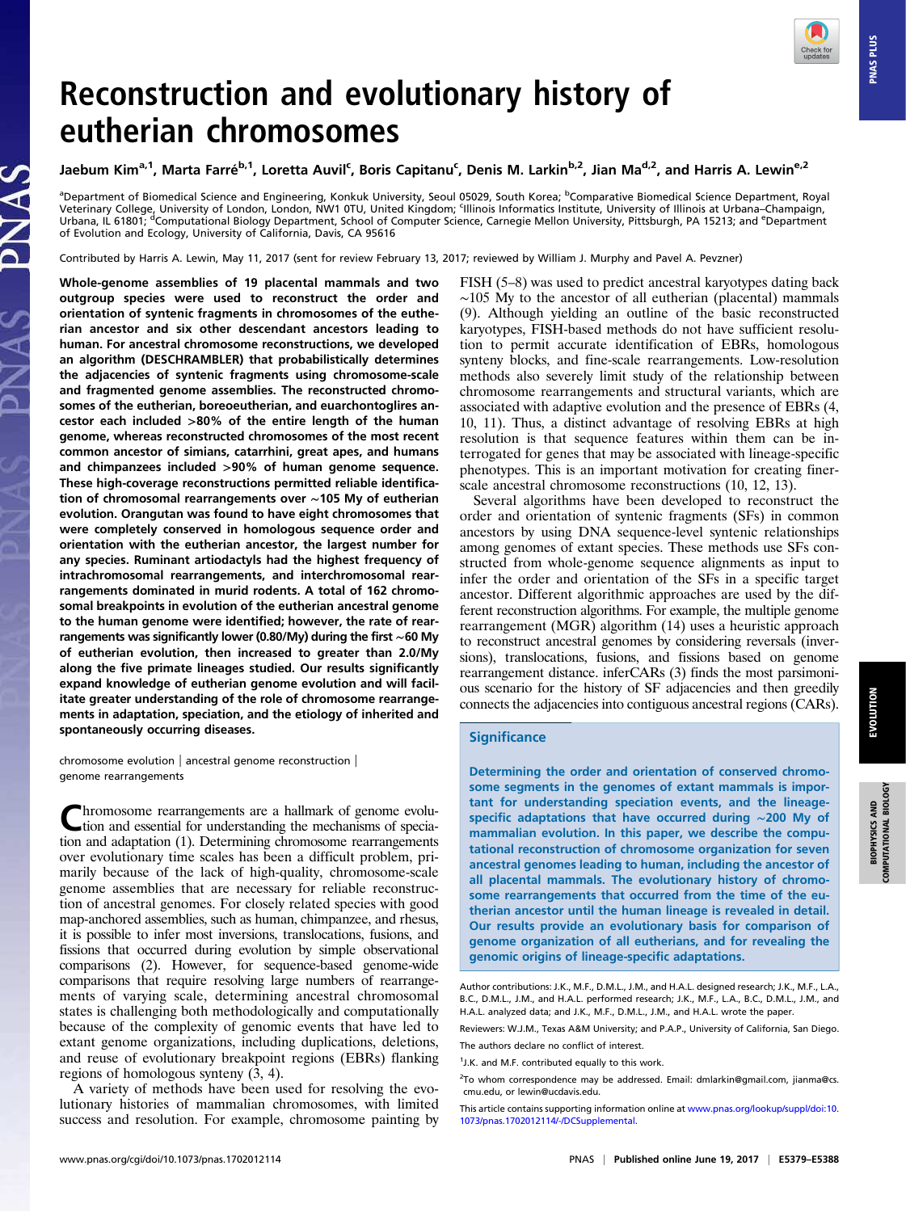# Reconstruction and evolutionary history of eutherian chromosomes

Jaebum Kim[a,1], Marta Farré[b,1], Loretta Auvil[c], Boris Capitanu[c], Denis M. Larkin[b,2], Jian Ma[d,2], and Harris A. Lewin[e,2]

[a]Department of Biomedical Science and Engineering, Konkuk University, Seoul 05029, South Korea; [b]Comparative Biomedical Science Department, Royal Veterinary College, University of London, London, NW1 0TU, United Kingdom; [c]Illinois Informatics Institute, University of Illinois at Urbana–Champaign, Urbana, IL 61801; [d]Computational Biology Department, School of Computer Science, Carnegie Mellon University, Pittsburgh, PA 15213; and [e]Department of Evolution and Ecology, University of California, Davis, CA 95616

Contributed by Harris A. Lewin, May 11, 2017 (sent for review February 13, 2017; reviewed by William J. Murphy and Pavel A. Pevzner)

**Whole-genome assemblies of 19 placental mammals and two outgroup species were used to reconstruct the order and orientation of syntenic fragments in chromosomes of the eutherian ancestor and six other descendant ancestors leading to human. For ancestral chromosome reconstructions, we developed an algorithm (DESCHRAMBLER) that probabilistically determines the adjacencies of syntenic fragments using chromosome-scale and fragmented genome assemblies. The reconstructed chromosomes of the eutherian, boreoeutherian, and euarchontoglires ancestor each included >80% of the entire length of the human genome, whereas reconstructed chromosomes of the most recent common ancestor of simians, catarrhini, great apes, and humans and chimpanzees included >90% of human genome sequence. These high-coverage reconstructions permitted reliable identification of chromosomal rearrangements over ∼105 My of eutherian evolution. Orangutan was found to have eight chromosomes that were completely conserved in homologous sequence order and orientation with the eutherian ancestor, the largest number for any species. Ruminant artiodactyls had the highest frequency of intrachromosomal rearrangements, and interchromosomal rearrangements dominated in murid rodents. A total of 162 chromosomal breakpoints in evolution of the eutherian ancestral genome to the human genome were identified; however, the rate of rearrangements was significantly lower (0.80/My) during the first ∼60 My of eutherian evolution, then increased to greater than 2.0/My along the five primate lineages studied. Our results significantly expand knowledge of eutherian genome evolution and will facilitate greater understanding of the role of chromosome rearrangements in adaptation, speciation, and the etiology of inherited and spontaneously occurring diseases.**

chromosome evolution | ancestral genome reconstruction | genome rearrangements

Chromosome rearrangements are a hallmark of genome evolution and essential for understanding the mechanisms of speciation and adaptation (1). Determining chromosome rearrangements over evolutionary time scales has been a difficult problem, primarily because of the lack of high-quality, chromosome-scale genome assemblies that are necessary for reliable reconstruction of ancestral genomes. For closely related species with good map-anchored assemblies, such as human, chimpanzee, and rhesus, it is possible to infer most inversions, translocations, fusions, and fissions that occurred during evolution by simple observational comparisons (2). However, for sequence-based genome-wide comparisons that require resolving large numbers of rearrangements of varying scale, determining ancestral chromosomal states is challenging both methodologically and computationally because of the complexity of genomic events that have led to extant genome organizations, including duplications, deletions, and reuse of evolutionary breakpoint regions (EBRs) flanking regions of homologous synteny (3, 4).

A variety of methods have been used for resolving the evolutionary histories of mammalian chromosomes, with limited success and resolution. For example, chromosome painting by FISH (5–8) was used to predict ancestral karyotypes dating back ∼105 My to the ancestor of all eutherian (placental) mammals (9). Although yielding an outline of the basic reconstructed karyotypes, FISH-based methods do not have sufficient resolution to permit accurate identification of EBRs, homologous synteny blocks, and fine-scale rearrangements. Low-resolution methods also severely limit study of the relationship between chromosome rearrangements and structural variants, which are associated with adaptive evolution and the presence of EBRs (4, 10, 11). Thus, a distinct advantage of resolving EBRs at high resolution is that sequence features within them can be interrogated for genes that may be associated with lineage-specific phenotypes. This is an important motivation for creating finer-scale ancestral chromosome reconstructions (10, 12, 13).

Several algorithms have been developed to reconstruct the order and orientation of syntenic fragments (SFs) in common ancestors by using DNA sequence-level syntenic relationships among genomes of extant species. These methods use SFs constructed from whole-genome sequence alignments as input to infer the order and orientation of the SFs in a specific target ancestor. Different algorithmic approaches are used by the different reconstruction algorithms. For example, the multiple genome rearrangement (MGR) algorithm (14) uses a heuristic approach to reconstruct ancestral genomes by considering reversals (inversions), translocations, fusions, and fissions based on genome rearrangement distance. inferCARs (3) finds the most parsimonious scenario for the history of SF adjacencies and then greedily connects the adjacencies into contiguous ancestral regions (CARs).

## Significance

Determining the order and orientation of conserved chromosome segments in the genomes of extant mammals is important for understanding speciation events, and the lineage-specific adaptations that have occurred during ∼200 My of mammalian evolution. In this paper, we describe the computational reconstruction of chromosome organization for seven ancestral genomes leading to human, including the ancestor of all placental mammals. The evolutionary history of chromosome rearrangements that occurred from the time of the eutherian ancestor until the human lineage is revealed in detail. Our results provide an evolutionary basis for comparison of genome organization of all eutherians, and for revealing the genomic origins of lineage-specific adaptations.

Author contributions: J.K., M.F., D.M.L., J.M., and H.A.L. designed research; J.K., M.F., L.A., B.C., D.M.L., J.M., and H.A.L. performed research; J.K., M.F., L.A., B.C., D.M.L., J.M., and H.A.L. analyzed data; and J.K., M.F., D.M.L., J.M., and H.A.L. wrote the paper.

Reviewers: W.J.M., Texas A&M University; and P.A.P., University of California, San Diego.

The authors declare no conflict of interest.

[1]J.K. and M.F. contributed equally to this work.

[2]To whom correspondence may be addressed. Email: dmlarkin@gmail.com, jianma@cs.cmu.edu, or lewin@ucdavis.edu.

This article contains supporting information online at www.pnas.org/lookup/suppl/doi:10.1073/pnas.1702012114/-/DCSupplemental.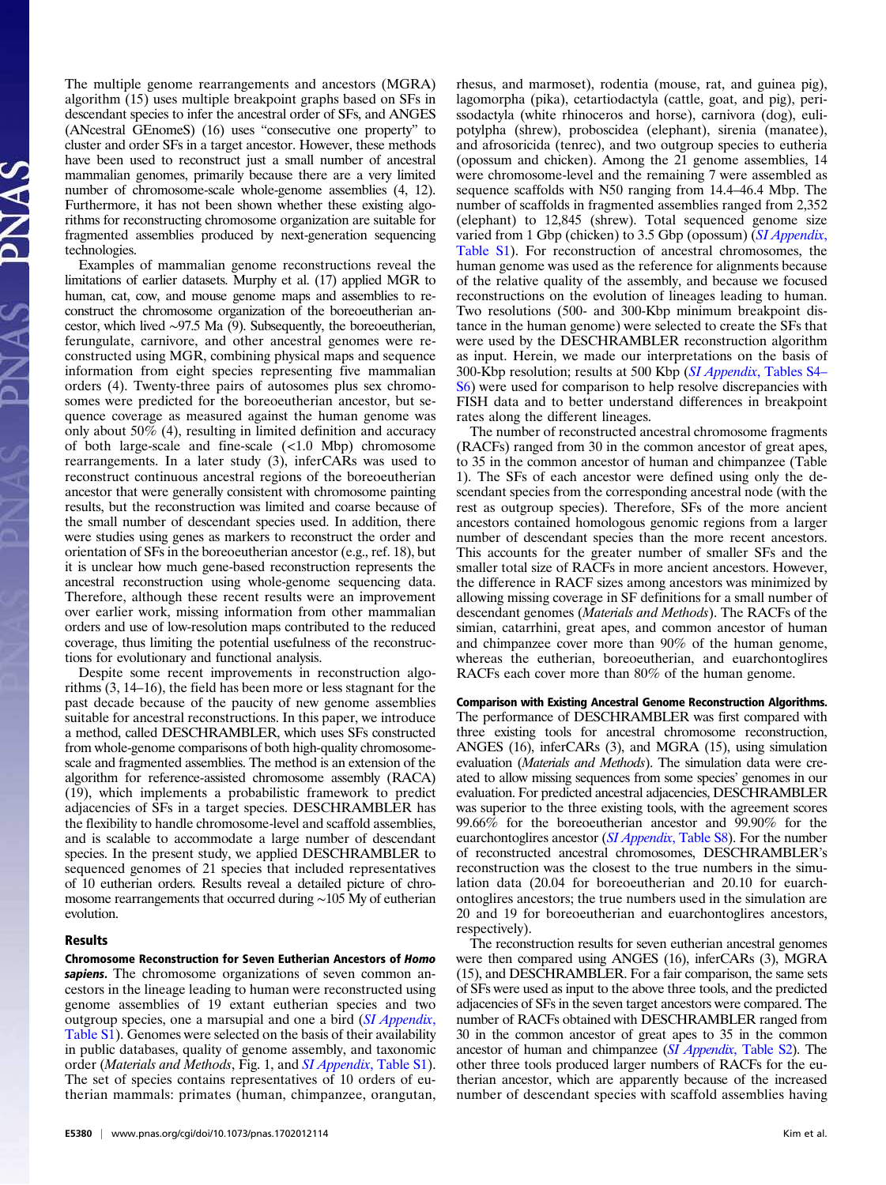The multiple genome rearrangements and ancestors (MGRA) algorithm (15) uses multiple breakpoint graphs based on SFs in descendant species to infer the ancestral order of SFs, and ANGES (ANcestral GEnomeS) (16) uses "consecutive one property" to cluster and order SFs in a target ancestor. However, these methods have been used to reconstruct just a small number of ancestral mammalian genomes, primarily because there are a very limited number of chromosome-scale whole-genome assemblies (4, 12). Furthermore, it has not been shown whether these existing algorithms for reconstructing chromosome organization are suitable for fragmented assemblies produced by next-generation sequencing technologies.

Examples of mammalian genome reconstructions reveal the limitations of earlier datasets. Murphy et al. (17) applied MGR to human, cat, cow, and mouse genome maps and assemblies to reconstruct the chromosome organization of the boreoeutherian ancestor, which lived ~97.5 Ma (9). Subsequently, the boreoeutherian, ferungulate, carnivore, and other ancestral genomes were reconstructed using MGR, combining physical maps and sequence information from eight species representing five mammalian orders (4). Twenty-three pairs of autosomes plus sex chromosomes were predicted for the boreoeutherian ancestor, but sequence coverage as measured against the human genome was only about 50% (4), resulting in limited definition and accuracy of both large-scale and fine-scale (<1.0 Mbp) chromosome rearrangements. In a later study (3), inferCARs was used to reconstruct continuous ancestral regions of the boreoeutherian ancestor that were generally consistent with chromosome painting results, but the reconstruction was limited and coarse because of the small number of descendant species used. In addition, there were studies using genes as markers to reconstruct the order and orientation of SFs in the boreoeutherian ancestor (e.g., ref. 18), but it is unclear how much gene-based reconstruction represents the ancestral reconstruction using whole-genome sequencing data. Therefore, although these recent results were an improvement over earlier work, missing information from other mammalian orders and use of low-resolution maps contributed to the reduced coverage, thus limiting the potential usefulness of the reconstructions for evolutionary and functional analysis.

Despite some recent improvements in reconstruction algorithms (3, 14–16), the field has been more or less stagnant for the past decade because of the paucity of new genome assemblies suitable for ancestral reconstructions. In this paper, we introduce a method, called DESCHRAMBLER, which uses SFs constructed from whole-genome comparisons of both high-quality chromosome-scale and fragmented assemblies. The method is an extension of the algorithm for reference-assisted chromosome assembly (RACA) (19), which implements a probabilistic framework to predict adjacencies of SFs in a target species. DESCHRAMBLER has the flexibility to handle chromosome-level and scaffold assemblies, and is scalable to accommodate a large number of descendant species. In the present study, we applied DESCHRAMBLER to sequenced genomes of 21 species that included representatives of 10 eutherian orders. Results reveal a detailed picture of chromosome rearrangements that occurred during ~105 My of eutherian evolution.

## Results

**Chromosome Reconstruction for Seven Eutherian Ancestors of *Homo sapiens*.** The chromosome organizations of seven common ancestors in the lineage leading to human were reconstructed using genome assemblies of 19 extant eutherian species and two outgroup species, one a marsupial and one a bird (*SI Appendix*, Table S1). Genomes were selected on the basis of their availability in public databases, quality of genome assembly, and taxonomic order (*Materials and Methods*, Fig. 1, and *SI Appendix*, Table S1). The set of species contains representatives of 10 orders of eutherian mammals: primates (human, chimpanzee, orangutan, rhesus, and marmoset), rodentia (mouse, rat, and guinea pig), lagomorpha (pika), cetartiodactyla (cattle, goat, and pig), perissodactyla (white rhinoceros and horse), carnivora (dog), eulipotylpha (shrew), proboscidea (elephant), sirenia (manatee), and afrosoricida (tenrec), and two outgroup species to eutheria (opossum and chicken). Among the 21 genome assemblies, 14 were chromosome-level and the remaining 7 were assembled as sequence scaffolds with N50 ranging from 14.4–46.4 Mbp. The number of scaffolds in fragmented assemblies ranged from 2,352 (elephant) to 12,845 (shrew). Total sequenced genome size varied from 1 Gbp (chicken) to 3.5 Gbp (opossum) (*SI Appendix*, Table S1). For reconstruction of ancestral chromosomes, the human genome was used as the reference for alignments because of the relative quality of the assembly, and because we focused reconstructions on the evolution of lineages leading to human. Two resolutions (500- and 300-Kbp minimum breakpoint distance in the human genome) were selected to create the SFs that were used by the DESCHRAMBLER reconstruction algorithm as input. Herein, we made our interpretations on the basis of 300-Kbp resolution; results at 500 Kbp (*SI Appendix*, Tables S4–S6) were used for comparison to help resolve discrepancies with FISH data and to better understand differences in breakpoint rates along the different lineages.

The number of reconstructed ancestral chromosome fragments (RACFs) ranged from 30 in the common ancestor of great apes, to 35 in the common ancestor of human and chimpanzee (Table 1). The SFs of each ancestor were defined using only the descendant species from the corresponding ancestral node (with the rest as outgroup species). Therefore, SFs of the more ancient ancestors contained homologous genomic regions from a larger number of descendant species than the more recent ancestors. This accounts for the greater number of smaller SFs and the smaller total size of RACFs in more ancient ancestors. However, the difference in RACF sizes among ancestors was minimized by allowing missing coverage in SF definitions for a small number of descendant genomes (*Materials and Methods*). The RACFs of the simian, catarrhini, great apes, and common ancestor of human and chimpanzee cover more than 90% of the human genome, whereas the eutherian, boreoeutherian, and euarchontoglires RACFs each cover more than 80% of the human genome.

**Comparison with Existing Ancestral Genome Reconstruction Algorithms.** The performance of DESCHRAMBLER was first compared with three existing tools for ancestral chromosome reconstruction, ANGES (16), inferCARs (3), and MGRA (15), using simulation evaluation (*Materials and Methods*). The simulation data were created to allow missing sequences from some species' genomes in our evaluation. For predicted ancestral adjacencies, DESCHRAMBLER was superior to the three existing tools, with the agreement scores 99.66% for the boreoeutherian ancestor and 99.90% for the euarchontoglires ancestor (*SI Appendix*, Table S8). For the number of reconstructed ancestral chromosomes, DESCHRAMBLER's reconstruction was the closest to the true numbers in the simulation data (20.04 for boreoeutherian and 20.10 for euarchontoglires ancestors; the true numbers used in the simulation are 20 and 19 for boreoeutherian and euarchontoglires ancestors, respectively).

The reconstruction results for seven eutherian ancestral genomes were then compared using ANGES (16), inferCARs (3), MGRA (15), and DESCHRAMBLER. For a fair comparison, the same sets of SFs were used as input to the above three tools, and the predicted adjacencies of SFs in the seven target ancestors were compared. The number of RACFs obtained with DESCHRAMBLER ranged from 30 in the common ancestor of great apes to 35 in the common ancestor of human and chimpanzee (*SI Appendix*, Table S2). The other three tools produced larger numbers of RACFs for the eutherian ancestor, which are apparently because of the increased number of descendant species with scaffold assemblies having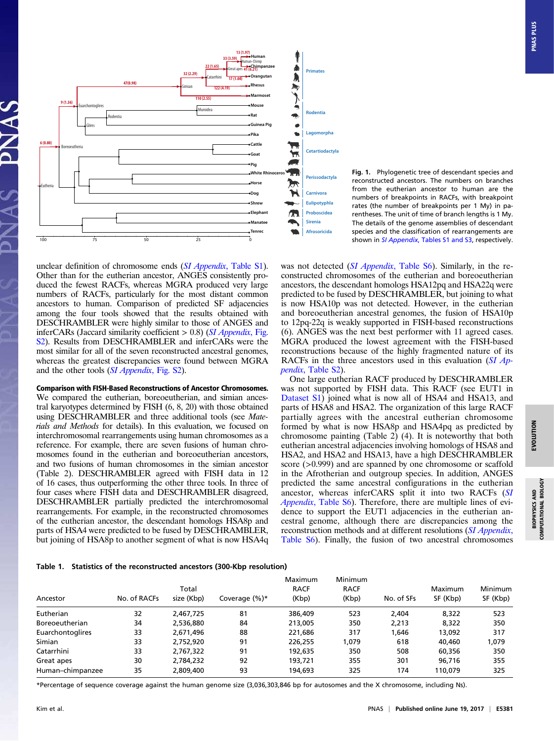13 (1.97)
33 (3.59)
Human
Human-Chimp
22 (1.65)
Great apes
41 (6.21)
Chimpanzee
32 (2.29)
Catarrhini
17 (1.08)
Orangutan
47(0.98)
Simian
122 (4.19)
Rhesus
110 (2.55)
Marmoset
9 (1.36)
Euarchontoglires
Mouse
Muroidea
Rodentia
Rat
Glires
Guinea Pig
Pika
6 (0.80)
Boreoeutheria
Cattle
Goat
Pig
White Rhinoceros
Eutheria
Horse
Dog
Shrew
Elephant
Manatee
Tenrec
100
75
50
25
0
Primates
Rodentia
Lagomorpha
Cetartiodactyla
Perissodactyla
Carnivora
Eulipotyphla
Proboscidea
Sirenia
Afrosoricida

**Fig. 1.** Phylogenetic tree of descendant species and reconstructed ancestors. The numbers on branches from the eutherian ancestor to human are the numbers of breakpoints in RACFs, with breakpoint rates (the number of breakpoints per 1 My) in parentheses. The unit of time of branch lengths is 1 My. The details of the genome assemblies of descendant species and the classification of rearrangements are shown in *SI Appendix*, Tables S1 and S3, respectively.

unclear definition of chromosome ends (*SI Appendix*, Table S1). Other than for the eutherian ancestor, ANGES consistently produced the fewest RACFs, whereas MGRA produced very large numbers of RACFs, particularly for the most distant common ancestors to human. Comparison of predicted SF adjacencies among the four tools showed that the results obtained with DESCHRAMBLER were highly similar to those of ANGES and inferCARs (Jaccard similarity coefficient > 0.8) (*SI Appendix*, Fig. S2). Results from DESCHRAMBLER and inferCARs were the most similar for all of the seven reconstructed ancestral genomes, whereas the greatest discrepancies were found between MGRA and the other tools (*SI Appendix*, Fig. S2).

**Comparison with FISH-Based Reconstructions of Ancestor Chromosomes.** We compared the eutherian, boreoeutherian, and simian ancestral karyotypes determined by FISH (6, 8, 20) with those obtained using DESCHRAMBLER and three additional tools (see *Materials and Methods* for details). In this evaluation, we focused on interchromosomal rearrangements using human chromosomes as a reference. For example, there are seven fusions of human chromosomes found in the eutherian and boreoeutherian ancestors, and two fusions of human chromosomes in the simian ancestor (Table 2). DESCHRAMBLER agreed with FISH data in 12 of 16 cases, thus outperforming the other three tools. In three of four cases where FISH data and DESCHRAMBLER disagreed, DESCHRAMBLER partially predicted the interchromosomal rearrangements. For example, in the reconstructed chromosomes of the eutherian ancestor, the descendant homologs HSA8p and parts of HSA4 were predicted to be fused by DESCHRAMBLER, but joining of HSA8p to another segment of what is now HSA4q was not detected (*SI Appendix*, Table S6). Similarly, in the reconstructed chromosomes of the eutherian and boreoeutherian ancestors, the descendant homologs HSA12pq and HSA22q were predicted to be fused by DESCHRAMBLER, but joining to what is now HSA10p was not detected. However, in the eutherian and boreoeutherian ancestral genomes, the fusion of HSA10p to 12pq-22q is weakly supported in FISH-based reconstructions (6). ANGES was the next best performer with 11 agreed cases. MGRA produced the lowest agreement with the FISH-based reconstructions because of the highly fragmented nature of its RACFs in the three ancestors used in this evaluation (*SI Appendix*, Table S2).

One large eutherian RACF produced by DESCHRAMBLER was not supported by FISH data. This RACF (see EUT1 in Dataset S1) joined what is now all of HSA4 and HSA13, and parts of HSA8 and HSA2. The organization of this large RACF partially agrees with the ancestral eutherian chromosome formed by what is now HSA8p and HSA4pq as predicted by chromosome painting (Table 2) (4). It is noteworthy that both eutherian ancestral adjacencies involving homologs of HSA8 and HSA2, and HSA2 and HSA13, have a high DESCHRAMBLER score (>0.999) and are spanned by one chromosome or scaffold in the Afrotherian and outgroup species. In addition, ANGES predicted the same ancestral configurations in the eutherian ancestor, whereas inferCARS split it into two RACFs (*SI Appendix*, Table S6). Therefore, there are multiple lines of evidence to support the EUT1 adjacencies in the eutherian ancestral genome, although there are discrepancies among the reconstruction methods and at different resolutions (*SI Appendix*, Table S6). Finally, the fusion of two ancestral chromosomes

**Table 1. Statistics of the reconstructed ancestors (300-Kbp resolution)**

| Ancestor | No. of RACFs | Total size (Kbp) | Coverage (%)* | Maximum RACF (Kbp) | Minimum RACF (Kbp) | No. of SFs | Maximum SF (Kbp) | Minimum SF (Kbp) |
|---|---|---|---|---|---|---|---|---|
| Eutherian | 32 | 2,467,725 | 81 | 386,409 | 523 | 2,404 | 8,322 | 523 |
| Boreoeutherian | 34 | 2,536,880 | 84 | 213,005 | 350 | 2,213 | 8,322 | 350 |
| Euarchontoglires | 33 | 2,671,496 | 88 | 221,686 | 317 | 1,646 | 13,092 | 317 |
| Simian | 33 | 2,752,920 | 91 | 226,255 | 1,079 | 618 | 40,460 | 1,079 |
| Catarrhini | 33 | 2,767,322 | 91 | 192,635 | 350 | 508 | 60,356 | 350 |
| Great apes | 30 | 2,784,232 | 92 | 193,721 | 355 | 301 | 96,716 | 355 |
| Human–chimpanzee | 35 | 2,809,400 | 93 | 194,693 | 325 | 174 | 110,079 | 325 |

*Percentage of sequence coverage against the human genome size (3,036,303,846 bp for autosomes and the X chromosome, including Ns).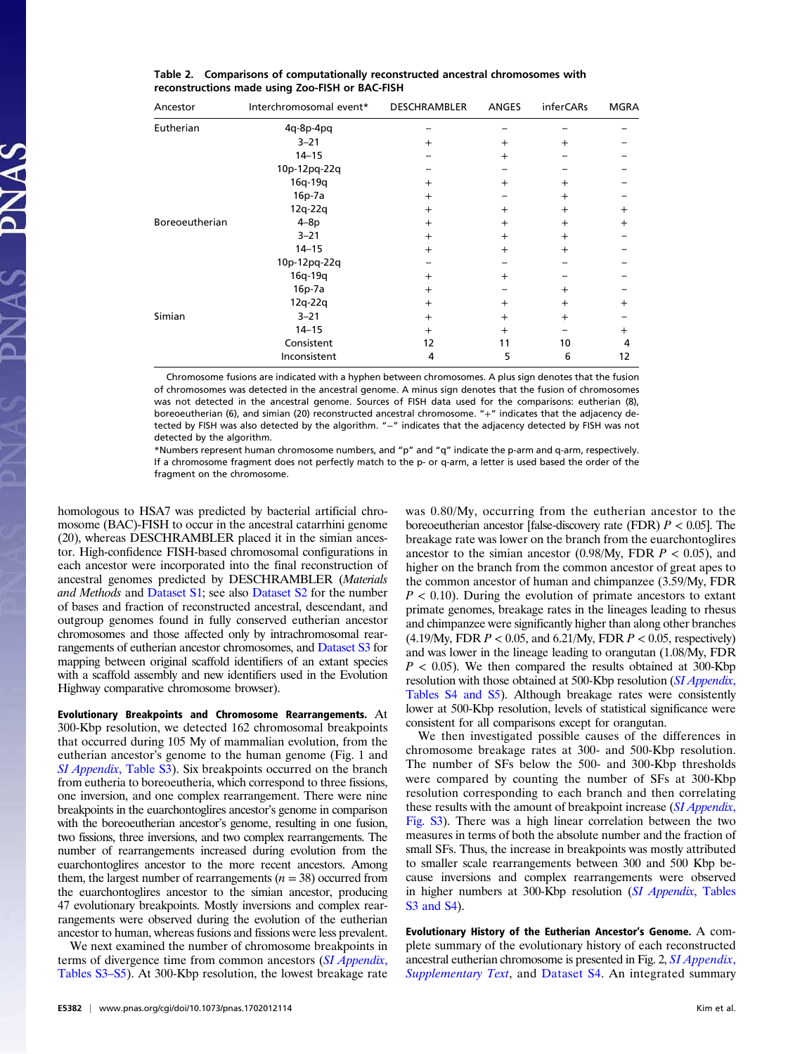**Table 2. Comparisons of computationally reconstructed ancestral chromosomes with reconstructions made using Zoo-FISH or BAC-FISH**

| Ancestor | Interchromosomal event* | DESCHRAMBLER | ANGES | inferCARs | MGRA |
|---|---|---|---|---|---|
| Eutherian | 4q-8p-4pq | − | − | − | − |
| | 3–21 | + | + | + | − |
| | 14–15 | − | + | − | − |
| | 10p-12pq-22q | − | − | − | − |
| | 16q-19q | + | + | + | − |
| | 16p-7a | + | − | + | − |
| | 12q-22q | + | + | + | + |
| Boreoeutherian | 4–8p | + | + | + | + |
| | 3–21 | + | + | + | − |
| | 14–15 | + | + | + | − |
| | 10p-12pq-22q | − | − | − | − |
| | 16q-19q | + | + | − | − |
| | 16p-7a | + | − | + | − |
| | 12q-22q | + | + | + | + |
| Simian | 3–21 | + | + | + | − |
| | 14–15 | + | + | − | + |
| | Consistent | 12 | 11 | 10 | 4 |
| | Inconsistent | 4 | 5 | 6 | 12 |

Chromosome fusions are indicated with a hyphen between chromosomes. A plus sign denotes that the fusion of chromosomes was detected in the ancestral genome. A minus sign denotes that the fusion of chromosomes was not detected in the ancestral genome. Sources of FISH data used for the comparisons: eutherian (8), boreoeutherian (6), and simian (20) reconstructed ancestral chromosome. "+" indicates that the adjacency detected by FISH was also detected by the algorithm. "−" indicates that the adjacency detected by FISH was not detected by the algorithm.

*Numbers represent human chromosome numbers, and "p" and "q" indicate the p-arm and q-arm, respectively. If a chromosome fragment does not perfectly match to the p- or q-arm, a letter is used based the order of the fragment on the chromosome.

homologous to HSA7 was predicted by bacterial artificial chromosome (BAC)-FISH to occur in the ancestral catarrhini genome (20), whereas DESCHRAMBLER placed it in the simian ancestor. High-confidence FISH-based chromosomal configurations in each ancestor were incorporated into the final reconstruction of ancestral genomes predicted by DESCHRAMBLER (*Materials and Methods* and Dataset S1; see also Dataset S2 for the number of bases and fraction of reconstructed ancestral, descendant, and outgroup genomes found in fully conserved eutherian ancestor chromosomes and those affected only by intrachromosomal rearrangements of eutherian ancestor chromosomes, and Dataset S3 for mapping between original scaffold identifiers of an extant species with a scaffold assembly and new identifiers used in the Evolution Highway comparative chromosome browser).

**Evolutionary Breakpoints and Chromosome Rearrangements.** At 300-Kbp resolution, we detected 162 chromosomal breakpoints that occurred during 105 My of mammalian evolution, from the eutherian ancestor's genome to the human genome (Fig. 1 and *SI Appendix*, Table S3). Six breakpoints occurred on the branch from eutheria to boreoeutheria, which correspond to three fissions, one inversion, and one complex rearrangement. There were nine breakpoints in the euarchontoglires ancestor's genome in comparison with the boreoeutherian ancestor's genome, resulting in one fusion, two fissions, three inversions, and two complex rearrangements. The number of rearrangements increased during evolution from the euarchontoglires ancestor to the more recent ancestors. Among them, the largest number of rearrangements ($n = 38$) occurred from the euarchontoglires ancestor to the simian ancestor, producing 47 evolutionary breakpoints. Mostly inversions and complex rearrangements were observed during the evolution of the eutherian ancestor to human, whereas fusions and fissions were less prevalent.

We next examined the number of chromosome breakpoints in terms of divergence time from common ancestors (*SI Appendix*, Tables S3–S5). At 300-Kbp resolution, the lowest breakage rate was 0.80/My, occurring from the eutherian ancestor to the boreoeutherian ancestor [false-discovery rate (FDR) $P < 0.05$]. The breakage rate was lower on the branch from the euarchontoglires ancestor to the simian ancestor (0.98/My, FDR $P < 0.05$), and higher on the branch from the common ancestor of great apes to the common ancestor of human and chimpanzee (3.59/My, FDR $P < 0.10$). During the evolution of primate ancestors to extant primate genomes, breakage rates in the lineages leading to rhesus and chimpanzee were significantly higher than along other branches (4.19/My, FDR $P < 0.05$, and 6.21/My, FDR $P < 0.05$, respectively) and was lower in the lineage leading to orangutan (1.08/My, FDR $P < 0.05$). We then compared the results obtained at 300-Kbp resolution with those obtained at 500-Kbp resolution (*SI Appendix*, Tables S4 and S5). Although breakage rates were consistently lower at 500-Kbp resolution, levels of statistical significance were consistent for all comparisons except for orangutan.

We then investigated possible causes of the differences in chromosome breakage rates at 300- and 500-Kbp resolution. The number of SFs below the 500- and 300-Kbp thresholds were compared by counting the number of SFs at 300-Kbp resolution corresponding to each branch and then correlating these results with the amount of breakpoint increase (*SI Appendix*, Fig. S3). There was a high linear correlation between the two measures in terms of both the absolute number and the fraction of small SFs. Thus, the increase in breakpoints was mostly attributed to smaller scale rearrangements between 300 and 500 Kbp because inversions and complex rearrangements were observed in higher numbers at 300-Kbp resolution (*SI Appendix*, Tables S3 and S4).

**Evolutionary History of the Eutherian Ancestor's Genome.** A complete summary of the evolutionary history of each reconstructed ancestral eutherian chromosome is presented in Fig. 2, *SI Appendix*, *Supplementary Text*, and Dataset S4. An integrated summary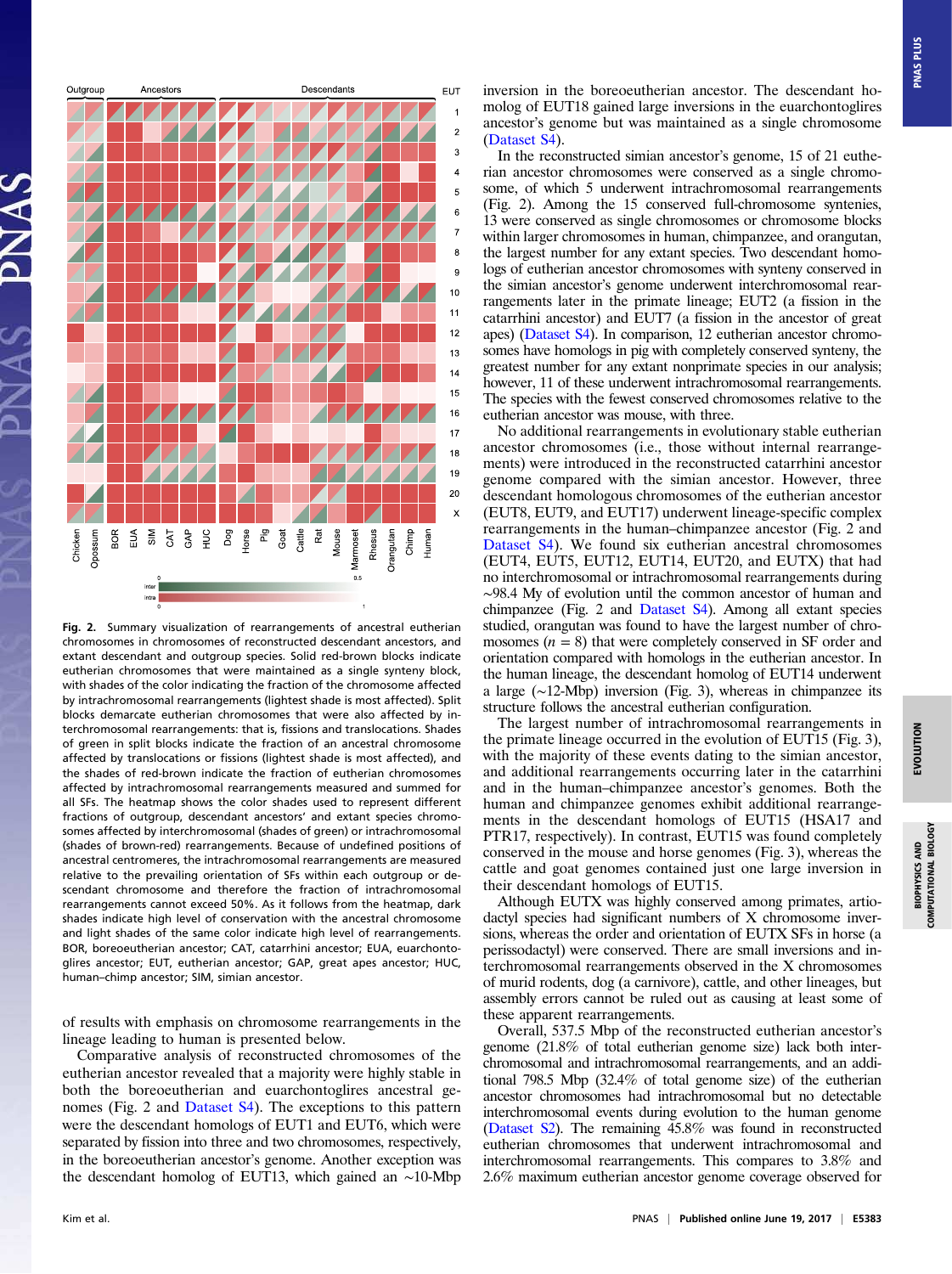Outgroup
Ancestors
Descendants
EUT

1
2
3
4
5
6
7
8
9
10
11
12
13
14
15
16
17
18
19
20
X

Chicken
Opossum
BOR
EUA
SIM
CAT
GAP
HUC
Dog
Horse
Pig
Goat
Cattle
Rat
Mouse
Marmoset
Rhesus
Orangutan
Chimp
Human

Inter
Intra
0
0.5
0
1

**Fig. 2.** Summary visualization of rearrangements of ancestral eutherian chromosomes in chromosomes of reconstructed descendant ancestors, and extant descendant and outgroup species. Solid red-brown blocks indicate eutherian chromosomes that were maintained as a single synteny block, with shades of the color indicating the fraction of the chromosome affected by intrachromosomal rearrangements (lightest shade is most affected). Split blocks demarcate eutherian chromosomes that were also affected by interchromosomal rearrangements: that is, fissions and translocations. Shades of green in split blocks indicate the fraction of an ancestral chromosome affected by translocations or fissions (lightest shade is most affected), and the shades of red-brown indicate the fraction of eutherian chromosomes affected by intrachromosomal rearrangements measured and summed for all SFs. The heatmap shows the color shades used to represent different fractions of outgroup, descendant ancestors' and extant species chromosomes affected by interchromosomal (shades of green) or intrachromosomal (shades of brown-red) rearrangements. Because of undefined positions of ancestral centromeres, the intrachromosomal rearrangements are measured relative to the prevailing orientation of SFs within each outgroup or descendant chromosome and therefore the fraction of intrachromosomal rearrangements cannot exceed 50%. As it follows from the heatmap, dark shades indicate high level of conservation with the ancestral chromosome and light shades of the same color indicate high level of rearrangements. BOR, boreoeutherian ancestor; CAT, catarrhini ancestor; EUA, euarchontoglires ancestor; EUT, eutherian ancestor; GAP, great apes ancestor; HUC, human–chimp ancestor; SIM, simian ancestor.

of results with emphasis on chromosome rearrangements in the lineage leading to human is presented below.

Comparative analysis of reconstructed chromosomes of the eutherian ancestor revealed that a majority were highly stable in both the boreoeutherian and euarchontoglires ancestral genomes (Fig. 2 and Dataset S4). The exceptions to this pattern were the descendant homologs of EUT1 and EUT6, which were separated by fission into three and two chromosomes, respectively, in the boreoeutherian ancestor's genome. Another exception was the descendant homolog of EUT13, which gained an ~10-Mbp inversion in the boreoeutherian ancestor. The descendant homolog of EUT18 gained large inversions in the euarchontoglires ancestor's genome but was maintained as a single chromosome (Dataset S4).

In the reconstructed simian ancestor's genome, 15 of 21 eutherian ancestor chromosomes were conserved as a single chromosome, of which 5 underwent intrachromosomal rearrangements (Fig. 2). Among the 15 conserved full-chromosome syntenies, 13 were conserved as single chromosomes or chromosome blocks within larger chromosomes in human, chimpanzee, and orangutan, the largest number for any extant species. Two descendant homologs of eutherian ancestor chromosomes with synteny conserved in the simian ancestor's genome underwent interchromosomal rearrangements later in the primate lineage; EUT2 (a fission in the catarrhini ancestor) and EUT7 (a fission in the ancestor of great apes) (Dataset S4). In comparison, 12 eutherian ancestor chromosomes have homologs in pig with completely conserved synteny, the greatest number for any extant nonprimate species in our analysis; however, 11 of these underwent intrachromosomal rearrangements. The species with the fewest conserved chromosomes relative to the eutherian ancestor was mouse, with three.

No additional rearrangements in evolutionary stable eutherian ancestor chromosomes (i.e., those without internal rearrangements) were introduced in the reconstructed catarrhini ancestor genome compared with the simian ancestor. However, three descendant homologous chromosomes of the eutherian ancestor (EUT8, EUT9, and EUT17) underwent lineage-specific complex rearrangements in the human–chimpanzee ancestor (Fig. 2 and Dataset S4). We found six eutherian ancestral chromosomes (EUT4, EUT5, EUT12, EUT14, EUT20, and EUTX) that had no interchromosomal or intrachromosomal rearrangements during ~98.4 My of evolution until the common ancestor of human and chimpanzee (Fig. 2 and Dataset S4). Among all extant species studied, orangutan was found to have the largest number of chromosomes ($n = 8$) that were completely conserved in SF order and orientation compared with homologs in the eutherian ancestor. In the human lineage, the descendant homolog of EUT14 underwent a large (~12-Mbp) inversion (Fig. 3), whereas in chimpanzee its structure follows the ancestral eutherian configuration.

The largest number of intrachromosomal rearrangements in the primate lineage occurred in the evolution of EUT15 (Fig. 3), with the majority of these events dating to the simian ancestor, and additional rearrangements occurring later in the catarrhini and in the human–chimpanzee ancestor's genomes. Both the human and chimpanzee genomes exhibit additional rearrangements in the descendant homologs of EUT15 (HSA17 and PTR17, respectively). In contrast, EUT15 was found completely conserved in the mouse and horse genomes (Fig. 3), whereas the cattle and goat genomes contained just one large inversion in their descendant homologs of EUT15.

Although EUTX was highly conserved among primates, artiodactyl species had significant numbers of X chromosome inversions, whereas the order and orientation of EUTX SFs in horse (a perissodactyl) were conserved. There are small inversions and interchromosomal rearrangements observed in the X chromosomes of murid rodents, dog (a carnivore), cattle, and other lineages, but assembly errors cannot be ruled out as causing at least some of these apparent rearrangements.

Overall, 537.5 Mbp of the reconstructed eutherian ancestor's genome (21.8% of total eutherian genome size) lack both interchromosomal and intrachromosomal rearrangements, and an additional 798.5 Mbp (32.4% of total genome size) of the eutherian ancestor chromosomes had intrachromosomal but no detectable interchromosomal events during evolution to the human genome (Dataset S2). The remaining 45.8% was found in reconstructed eutherian chromosomes that underwent intrachromosomal and interchromosomal rearrangements. This compares to 3.8% and 2.6% maximum eutherian ancestor genome coverage observed for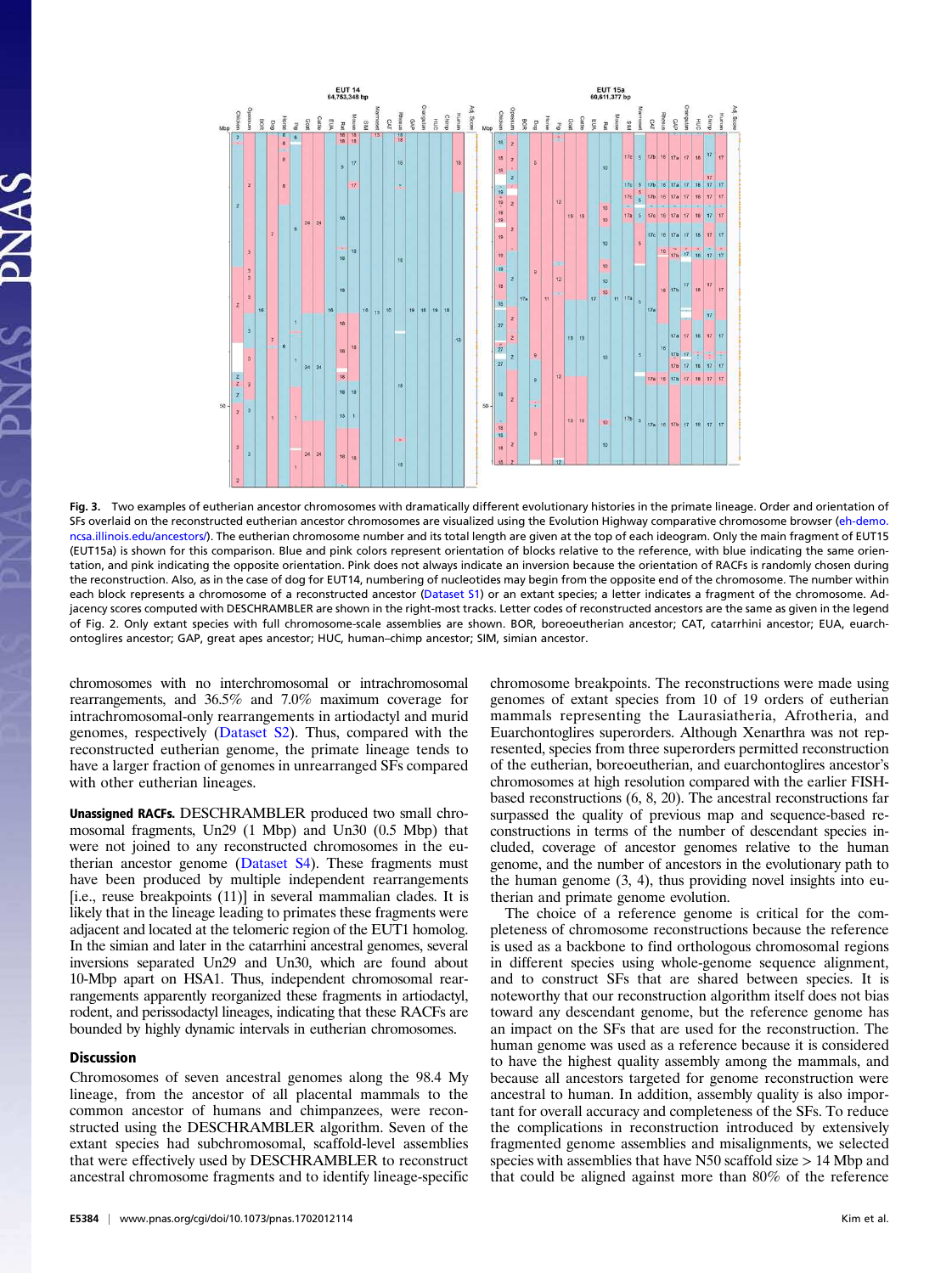EUT 14
64,753,348 bp

EUT 15a
60,611,377 bp

Fig. 3. Two examples of eutherian ancestor chromosomes with dramatically different evolutionary histories in the primate lineage. Order and orientation of SFs overlaid on the reconstructed eutherian ancestor chromosomes are visualized using the Evolution Highway comparative chromosome browser (eh-demo.ncsa.illinois.edu/ancestors/). The eutherian chromosome number and its total length are given at the top of each ideogram. Only the main fragment of EUT15 (EUT15a) is shown for this comparison. Blue and pink colors represent orientation of blocks relative to the reference, with blue indicating the same orientation, and pink indicating the opposite orientation. Pink does not always indicate an inversion because the orientation of RACFs is randomly chosen during the reconstruction. Also, as in the case of dog for EUT14, numbering of nucleotides may begin from the opposite end of the chromosome. The number within each block represents a chromosome of a reconstructed ancestor (Dataset S1) or an extant species; a letter indicates a fragment of the chromosome. Adjacency scores computed with DESCHRAMBLER are shown in the right-most tracks. Letter codes of reconstructed ancestors are the same as given in the legend of Fig. 2. Only extant species with full chromosome-scale assemblies are shown. BOR, boreoeutherian ancestor; CAT, catarrhini ancestor; EUA, euarchontoglires ancestor; GAP, great apes ancestor; HUC, human–chimp ancestor; SIM, simian ancestor.

chromosomes with no interchromosomal or intrachromosomal rearrangements, and 36.5% and 7.0% maximum coverage for intrachromosomal-only rearrangements in artiodactyl and murid genomes, respectively (Dataset S2). Thus, compared with the reconstructed eutherian genome, the primate lineage tends to have a larger fraction of genomes in unrearranged SFs compared with other eutherian lineages.

**Unassigned RACFs.** DESCHRAMBLER produced two small chromosomal fragments, Un29 (1 Mbp) and Un30 (0.5 Mbp) that were not joined to any reconstructed chromosomes in the eutherian ancestor genome (Dataset S4). These fragments must have been produced by multiple independent rearrangements [i.e., reuse breakpoints (11)] in several mammalian clades. It is likely that in the lineage leading to primates these fragments were adjacent and located at the telomeric region of the EUT1 homolog. In the simian and later in the catarrhini ancestral genomes, several inversions separated Un29 and Un30, which are found about 10-Mbp apart on HSA1. Thus, independent chromosomal rearrangements apparently reorganized these fragments in artiodactyl, rodent, and perissodactyl lineages, indicating that these RACFs are bounded by highly dynamic intervals in eutherian chromosomes.

## Discussion

Chromosomes of seven ancestral genomes along the 98.4 My lineage, from the ancestor of all placental mammals to the common ancestor of humans and chimpanzees, were reconstructed using the DESCHRAMBLER algorithm. Seven of the extant species had subchromosomal, scaffold-level assemblies that were effectively used by DESCHRAMBLER to reconstruct ancestral chromosome fragments and to identify lineage-specific chromosome breakpoints. The reconstructions were made using genomes of extant species from 10 of 19 orders of eutherian mammals representing the Laurasiatheria, Afrotheria, and Euarchontoglires superorders. Although Xenarthra was not represented, species from three superorders permitted reconstruction of the eutherian, boreoeutherian, and euarchontoglires ancestor's chromosomes at high resolution compared with the earlier FISH-based reconstructions (6, 8, 20). The ancestral reconstructions far surpassed the quality of previous map and sequence-based reconstructions in terms of the number of descendant species included, coverage of ancestor genomes relative to the human genome, and the number of ancestors in the evolutionary path to the human genome (3, 4), thus providing novel insights into eutherian and primate genome evolution.

The choice of a reference genome is critical for the completeness of chromosome reconstructions because the reference is used as a backbone to find orthologous chromosomal regions in different species using whole-genome sequence alignment, and to construct SFs that are shared between species. It is noteworthy that our reconstruction algorithm itself does not bias toward any descendant genome, but the reference genome has an impact on the SFs that are used for the reconstruction. The human genome was used as a reference because it is considered to have the highest quality assembly among the mammals, and because all ancestors targeted for genome reconstruction were ancestral to human. In addition, assembly quality is also important for overall accuracy and completeness of the SFs. To reduce the complications in reconstruction introduced by extensively fragmented genome assemblies and misalignments, we selected species with assemblies that have N50 scaffold size > 14 Mbp and that could be aligned against more than 80% of the reference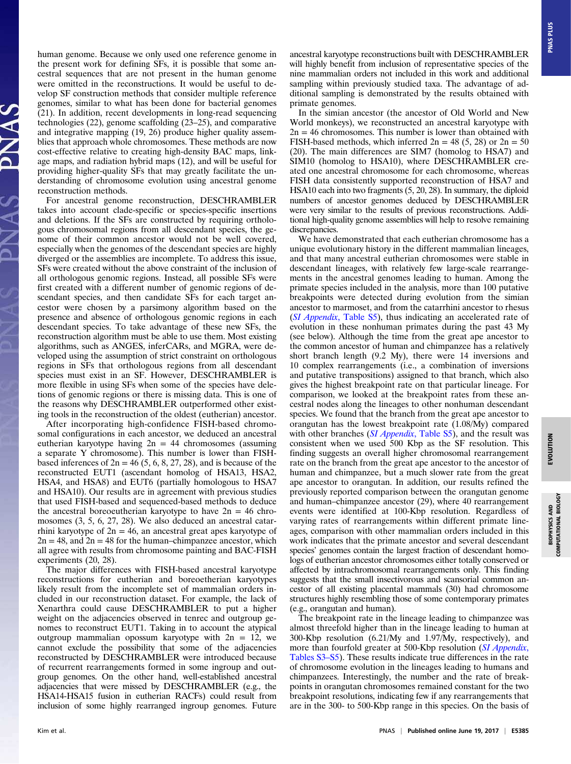human genome. Because we only used one reference genome in the present work for defining SFs, it is possible that some ancestral sequences that are not present in the human genome were omitted in the reconstructions. It would be useful to develop SF construction methods that consider multiple reference genomes, similar to what has been done for bacterial genomes (21). In addition, recent developments in long-read sequencing technologies (22), genome scaffolding (23–25), and comparative and integrative mapping (19, 26) produce higher quality assemblies that approach whole chromosomes. These methods are now cost-effective relative to creating high-density BAC maps, linkage maps, and radiation hybrid maps (12), and will be useful for providing higher-quality SFs that may greatly facilitate the understanding of chromosome evolution using ancestral genome reconstruction methods.

For ancestral genome reconstruction, DESCHRAMBLER takes into account clade-specific or species-specific insertions and deletions. If the SFs are constructed by requiring orthologous chromosomal regions from all descendant species, the genome of their common ancestor would not be well covered, especially when the genomes of the descendant species are highly diverged or the assemblies are incomplete. To address this issue, SFs were created without the above constraint of the inclusion of all orthologous genomic regions. Instead, all possible SFs were first created with a different number of genomic regions of descendant species, and then candidate SFs for each target ancestor were chosen by a parsimony algorithm based on the presence and absence of orthologous genomic regions in each descendant species. To take advantage of these new SFs, the reconstruction algorithm must be able to use them. Most existing algorithms, such as ANGES, inferCARs, and MGRA, were developed using the assumption of strict constraint on orthologous regions in SFs that orthologous regions from all descendant species must exist in an SF. However, DESCHRAMBLER is more flexible in using SFs when some of the species have deletions of genomic regions or there is missing data. This is one of the reasons why DESCHRAMBLER outperformed other existing tools in the reconstruction of the oldest (eutherian) ancestor.

After incorporating high-confidence FISH-based chromosomal configurations in each ancestor, we deduced an ancestral eutherian karyotype having 2n = 44 chromosomes (assuming a separate Y chromosome). This number is lower than FISH-based inferences of 2n = 46 (5, 6, 8, 27, 28), and is because of the reconstructed EUT1 (ascendant homolog of HSA13, HSA2, HSA4, and HSA8) and EUT6 (partially homologous to HSA7 and HSA10). Our results are in agreement with previous studies that used FISH-based and sequenced-based methods to deduce the ancestral boreoeutherian karyotype to have 2n = 46 chromosomes (3, 5, 6, 27, 28). We also deduced an ancestral catarrhini karyotype of 2n = 46, an ancestral great apes karyotype of 2n = 48, and 2n = 48 for the human–chimpanzee ancestor, which all agree with results from chromosome painting and BAC-FISH experiments (20, 28).

The major differences with FISH-based ancestral karyotype reconstructions for eutherian and boreoeutherian karyotypes likely result from the incomplete set of mammalian orders included in our reconstruction dataset. For example, the lack of Xenarthra could cause DESCHRAMBLER to put a higher weight on the adjacencies observed in tenrec and outgroup genomes to reconstruct EUT1. Taking in to account the atypical outgroup mammalian opossum karyotype with 2n = 12, we cannot exclude the possibility that some of the adjacencies reconstructed by DESCHRAMBLER were introduced because of recurrent rearrangements formed in some ingroup and outgroup genomes. On the other hand, well-established ancestral adjacencies that were missed by DESCHRAMBLER (e.g., the HSA14-HSA15 fusion in eutherian RACFs) could result from inclusion of some highly rearranged ingroup genomes. Future ancestral karyotype reconstructions built with DESCHRAMBLER will highly benefit from inclusion of representative species of the nine mammalian orders not included in this work and additional sampling within previously studied taxa. The advantage of additional sampling is demonstrated by the results obtained with primate genomes.

In the simian ancestor (the ancestor of Old World and New World monkeys), we reconstructed an ancestral karyotype with 2n = 46 chromosomes. This number is lower than that obtained with FISH-based methods, which inferred 2n = 48 (5, 28) or 2n = 50 (20). The main differences are SIM7 (homolog to HSA7) and SIM10 (homolog to HSA10), where DESCHRAMBLER created one ancestral chromosome for each chromosome, whereas FISH data consistently supported reconstruction of HSA7 and HSA10 each into two fragments (5, 20, 28). In summary, the diploid numbers of ancestor genomes deduced by DESCHRAMBLER were very similar to the results of previous reconstructions. Additional high-quality genome assemblies will help to resolve remaining discrepancies.

We have demonstrated that each eutherian chromosome has a unique evolutionary history in the different mammalian lineages, and that many ancestral eutherian chromosomes were stable in descendant lineages, with relatively few large-scale rearrangements in the ancestral genomes leading to human. Among the primate species included in the analysis, more than 100 putative breakpoints were detected during evolution from the simian ancestor to marmoset, and from the catarrhini ancestor to rhesus (*SI Appendix*, Table S5), thus indicating an accelerated rate of evolution in these nonhuman primates during the past 43 My (see below). Although the time from the great ape ancestor to the common ancestor of human and chimpanzee has a relatively short branch length (9.2 My), there were 14 inversions and 10 complex rearrangements (i.e., a combination of inversions and putative transpositions) assigned to that branch, which also gives the highest breakpoint rate on that particular lineage. For comparison, we looked at the breakpoint rates from these ancestral nodes along the lineages to other nonhuman descendant species. We found that the branch from the great ape ancestor to orangutan has the lowest breakpoint rate (1.08/My) compared with other branches (*SI Appendix*, Table S5), and the result was consistent when we used 500 Kbp as the SF resolution. This finding suggests an overall higher chromosomal rearrangement rate on the branch from the great ape ancestor to the ancestor of human and chimpanzee, but a much slower rate from the great ape ancestor to orangutan. In addition, our results refined the previously reported comparison between the orangutan genome and human–chimpanzee ancestor (29), where 40 rearrangement events were identified at 100-Kbp resolution. Regardless of varying rates of rearrangements within different primate lineages, comparison with other mammalian orders included in this work indicates that the primate ancestor and several descendant species' genomes contain the largest fraction of descendant homologs of eutherian ancestor chromosomes either totally conserved or affected by intrachromosomal rearrangements only. This finding suggests that the small insectivorous and scansorial common ancestor of all existing placental mammals (30) had chromosome structures highly resembling those of some contemporary primates (e.g., orangutan and human).

The breakpoint rate in the lineage leading to chimpanzee was almost threefold higher than in the lineage leading to human at 300-Kbp resolution (6.21/My and 1.97/My, respectively), and more than fourfold greater at 500-Kbp resolution (*SI Appendix*, Tables S3–S5). These results indicate true differences in the rate of chromosome evolution in the lineages leading to humans and chimpanzees. Interestingly, the number and the rate of breakpoints in orangutan chromosomes remained constant for the two breakpoint resolutions, indicating few if any rearrangements that are in the 300- to 500-Kbp range in this species. On the basis of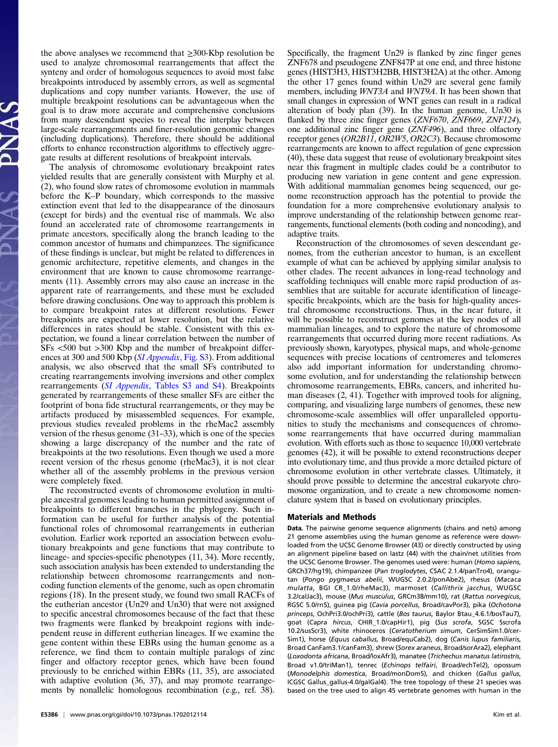the above analyses we recommend that ≥300-Kbp resolution be used to analyze chromosomal rearrangements that affect the synteny and order of homologous sequences to avoid most false breakpoints introduced by assembly errors, as well as segmental duplications and copy number variants. However, the use of multiple breakpoint resolutions can be advantageous when the goal is to draw more accurate and comprehensive conclusions from many descendant species to reveal the interplay between large-scale rearrangements and finer-resolution genomic changes (including duplications). Therefore, there should be additional efforts to enhance reconstruction algorithms to effectively aggregate results at different resolutions of breakpoint intervals.

The analysis of chromosome evolutionary breakpoint rates yielded results that are generally consistent with Murphy et al. (2), who found slow rates of chromosome evolution in mammals before the K–P boundary, which corresponds to the massive extinction event that led to the disappearance of the dinosaurs (except for birds) and the eventual rise of mammals. We also found an accelerated rate of chromosome rearrangements in primate ancestors, specifically along the branch leading to the common ancestor of humans and chimpanzees. The significance of these findings is unclear, but might be related to differences in genomic architecture, repetitive elements, and changes in the environment that are known to cause chromosome rearrangements (11). Assembly errors may also cause an increase in the apparent rate of rearrangements, and these must be excluded before drawing conclusions. One way to approach this problem is to compare breakpoint rates at different resolutions. Fewer breakpoints are expected at lower resolution, but the relative differences in rates should be stable. Consistent with this expectation, we found a linear correlation between the number of SFs <500 but >300 Kbp and the number of breakpoint differences at 300 and 500 Kbp (*SI Appendix*, Fig. S3). From additional analysis, we also observed that the small SFs contributed to creating rearrangements involving inversions and other complex rearrangements (*SI Appendix*, Tables S3 and S4). Breakpoints generated by rearrangements of these smaller SFs are either the footprint of bona fide structural rearrangements, or they may be artifacts produced by misassembled sequences. For example, previous studies revealed problems in the rheMac2 assembly version of the rhesus genome (31–33), which is one of the species showing a large discrepancy of the number and the rate of breakpoints at the two resolutions. Even though we used a more recent version of the rhesus genome (rheMac3), it is not clear whether all of the assembly problems in the previous version were completely fixed.

The reconstructed events of chromosome evolution in multiple ancestral genomes leading to human permitted assignment of breakpoints to different branches in the phylogeny. Such information can be useful for further analysis of the potential functional roles of chromosomal rearrangements in eutherian evolution. Earlier work reported an association between evolutionary breakpoints and gene functions that may contribute to lineage- and species-specific phenotypes (11, 34). More recently, such association analysis has been extended to understanding the relationship between chromosome rearrangements and noncoding function elements of the genome, such as open chromatin regions (18). In the present study, we found two small RACFs of the eutherian ancestor (Un29 and Un30) that were not assigned to specific ancestral chromosomes because of the fact that these two fragments were flanked by breakpoint regions with independent reuse in different eutherian lineages. If we examine the gene content within these EBRs using the human genome as a reference, we find them to contain multiple paralogs of zinc finger and olfactory receptor genes, which have been found previously to be enriched within EBRs (11, 35), are associated with adaptive evolution (36, 37), and may promote rearrangements by nonallelic homologous recombination (e.g., ref. 38). Specifically, the fragment Un29 is flanked by zinc finger genes ZNF678 and pseudogene ZNF847P at one end, and three histone genes (HIST3H3, HIST3H2BB, HIST3H2A) at the other. Among the other 17 genes found within Un29 are several gene family members, including *WNT3A* and *WNT9A*. It has been shown that small changes in expression of WNT genes can result in a radical alteration of body plan (39). In the human genome, Un30 is flanked by three zinc finger genes (*ZNF670*, *ZNF669*, *ZNF124*), one additional zinc finger gene (*ZNF496*), and three olfactory receptor genes (*OR2B11*, *OR2W5*, *OR2C3*). Because chromosome rearrangements are known to affect regulation of gene expression (40), these data suggest that reuse of evolutionary breakpoint sites near this fragment in multiple clades could be a contributor to producing new variation in gene content and gene expression. With additional mammalian genomes being sequenced, our genome reconstruction approach has the potential to provide the foundation for a more comprehensive evolutionary analysis to improve understanding of the relationship between genome rearrangements, functional elements (both coding and noncoding), and adaptive traits.

Reconstruction of the chromosomes of seven descendant genomes, from the eutherian ancestor to human, is an excellent example of what can be achieved by applying similar analysis to other clades. The recent advances in long-read technology and scaffolding techniques will enable more rapid production of assemblies that are suitable for accurate identification of lineage-specific breakpoints, which are the basis for high-quality ancestral chromosome reconstructions. Thus, in the near future, it will be possible to reconstruct genomes at the key nodes of all mammalian lineages, and to explore the nature of chromosome rearrangements that occurred during more recent radiations. As previously shown, karyotypes, physical maps, and whole-genome sequences with precise locations of centromeres and telomeres also add important information for understanding chromosome evolution, and for understanding the relationship between chromosome rearrangements, EBRs, cancers, and inherited human diseases (2, 41). Together with improved tools for aligning, comparing, and visualizing large numbers of genomes, these new chromosome-scale assemblies will offer unparalleled opportunities to study the mechanisms and consequences of chromosome rearrangements that have occurred during mammalian evolution. With efforts such as those to sequence 10,000 vertebrate genomes (42), it will be possible to extend reconstructions deeper into evolutionary time, and thus provide a more detailed picture of chromosome evolution in other vertebrate classes. Ultimately, it should prove possible to determine the ancestral eukaryote chromosome organization, and to create a new chromosome nomenclature system that is based on evolutionary principles.

## Materials and Methods

**Data.** The pairwise genome sequence alignments (chains and nets) among 21 genome assemblies using the human genome as reference were downloaded from the UCSC Genome Browser (43) or directly constructed by using an alignment pipeline based on lastz (44) with the chain/net utilities from the UCSC Genome Browser. The genomes used were: human (*Homo sapiens*, GRCh37/hg19), chimpanzee (*Pan troglodytes*, CSAC 2.1.4/panTro4), orangutan (*Pongo pygmaeus abelii*, WUGSC 2.0.2/ponAbe2), rhesus (*Macaca mulatta*, BGI CR_1.0/rheMac3), marmoset (*Callithrix jacchus*, WUGSC 3.2/calJac3), mouse (*Mus musculus*, GRCm38/mm10), rat (*Rattus norvegicus*, RGSC 5.0/rn5), guinea pig (*Cavia porcellus*, Broad/cavPor3), pika (*Ochotona princeps*, OchPri3.0/ochPri3), cattle (*Bos taurus*, Baylor Btau_4.6.1/bosTau7), goat (*Capra hircus*, CHIR_1.0/capHir1), pig (*Sus scrofa*, SGSC Sscrofa 10.2/susScr3), white rhinoceros (*Ceratotherium simum*, CerSimSim1.0/cerSim1), horse (*Equus caballus*, Broad/equCab2), dog (*Canis lupus familiaris*, Broad CanFam3.1/canFam3), shrew (*Sorex araneus*, Broad/sorAra2), elephant (*Loxodonta africana*, Broad/loxAfr3), manatee (*Trichechus manatus latirostris*, Broad v1.0/triMan1), tenrec (*Echinops telfairi*, Broad/echTel2), opossum (*Monodelphis domestica*, Broad/monDom5), and chicken (*Gallus gallus*, ICGSC Gallus_gallus-4.0/galGal4). The tree topology of these 21 species was based on the tree used to align 45 vertebrate genomes with human in the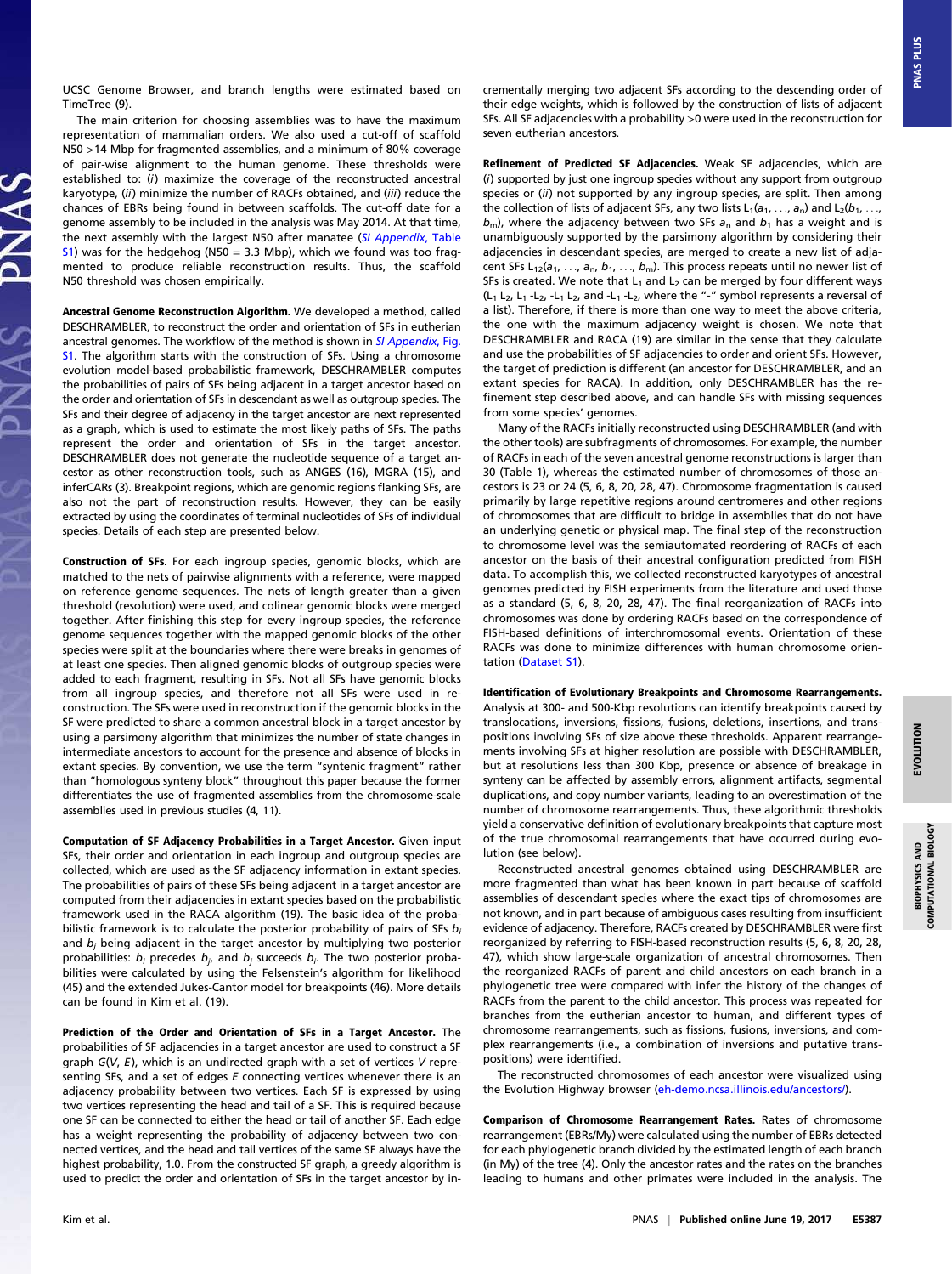UCSC Genome Browser, and branch lengths were estimated based on TimeTree (9).

The main criterion for choosing assemblies was to have the maximum representation of mammalian orders. We also used a cut-off of scaffold N50 >14 Mbp for fragmented assemblies, and a minimum of 80% coverage of pair-wise alignment to the human genome. These thresholds were established to: (*i*) maximize the coverage of the reconstructed ancestral karyotype, (*ii*) minimize the number of RACFs obtained, and (*iii*) reduce the chances of EBRs being found in between scaffolds. The cut-off date for a genome assembly to be included in the analysis was May 2014. At that time, the next assembly with the largest N50 after manatee (*SI Appendix*, Table S1) was for the hedgehog (N50 = 3.3 Mbp), which we found was too fragmented to produce reliable reconstruction results. Thus, the scaffold N50 threshold was chosen empirically.

**Ancestral Genome Reconstruction Algorithm.** We developed a method, called DESCHRAMBLER, to reconstruct the order and orientation of SFs in eutherian ancestral genomes. The workflow of the method is shown in *SI Appendix*, Fig. S1. The algorithm starts with the construction of SFs. Using a chromosome evolution model-based probabilistic framework, DESCHRAMBLER computes the probabilities of pairs of SFs being adjacent in a target ancestor based on the order and orientation of SFs in descendant as well as outgroup species. The SFs and their degree of adjacency in the target ancestor are next represented as a graph, which is used to estimate the most likely paths of SFs. The paths represent the order and orientation of SFs in the target ancestor. DESCHRAMBLER does not generate the nucleotide sequence of a target ancestor as other reconstruction tools, such as ANGES (16), MGRA (15), and inferCARs (3). Breakpoint regions, which are genomic regions flanking SFs, are also not the part of reconstruction results. However, they can be easily extracted by using the coordinates of terminal nucleotides of SFs of individual species. Details of each step are presented below.

**Construction of SFs.** For each ingroup species, genomic blocks, which are matched to the nets of pairwise alignments with a reference, were mapped on reference genome sequences. The nets of length greater than a given threshold (resolution) were used, and colinear genomic blocks were merged together. After finishing this step for every ingroup species, the reference genome sequences together with the mapped genomic blocks of the other species were split at the boundaries where there were breaks in genomes of at least one species. Then aligned genomic blocks of outgroup species were added to each fragment, resulting in SFs. Not all SFs have genomic blocks from all ingroup species, and therefore not all SFs were used in reconstruction. The SFs were used in reconstruction if the genomic blocks in the SF were predicted to share a common ancestral block in a target ancestor by using a parsimony algorithm that minimizes the number of state changes in intermediate ancestors to account for the presence and absence of blocks in extant species. By convention, we use the term "syntenic fragment" rather than "homologous synteny block" throughout this paper because the former differentiates the use of fragmented assemblies from the chromosome-scale assemblies used in previous studies (4, 11).

**Computation of SF Adjacency Probabilities in a Target Ancestor.** Given input SFs, their order and orientation in each ingroup and outgroup species are collected, which are used as the SF adjacency information in extant species. The probabilities of pairs of these SFs being adjacent in a target ancestor are computed from their adjacencies in extant species based on the probabilistic framework used in the RACA algorithm (19). The basic idea of the probabilistic framework is to calculate the posterior probability of pairs of SFs $b_i$ and $b_j$ being adjacent in the target ancestor by multiplying two posterior probabilities: $b_i$ precedes $b_j$, and $b_j$ succeeds $b_i$. The two posterior probabilities were calculated by using the Felsenstein's algorithm for likelihood (45) and the extended Jukes-Cantor model for breakpoints (46). More details can be found in Kim et al. (19).

**Prediction of the Order and Orientation of SFs in a Target Ancestor.** The probabilities of SF adjacencies in a target ancestor are used to construct a SF graph $G(V, E)$, which is an undirected graph with a set of vertices $V$ representing SFs, and a set of edges $E$ connecting vertices whenever there is an adjacency probability between two vertices. Each SF is expressed by using two vertices representing the head and tail of a SF. This is required because one SF can be connected to either the head or tail of another SF. Each edge has a weight representing the probability of adjacency between two connected vertices, and the head and tail vertices of the same SF always have the highest probability, 1.0. From the constructed SF graph, a greedy algorithm is used to predict the order and orientation of SFs in the target ancestor by incrementally merging two adjacent SFs according to the descending order of their edge weights, which is followed by the construction of lists of adjacent SFs. All SF adjacencies with a probability >0 were used in the reconstruction for seven eutherian ancestors.

**Refinement of Predicted SF Adjacencies.** Weak SF adjacencies, which are (*i*) supported by just one ingroup species without any support from outgroup species or (*ii*) not supported by any ingroup species, are split. Then among the collection of lists of adjacent SFs, any two lists $L_1(a_1, \ldots, a_n)$ and $L_2(b_1, \ldots, b_m)$, where the adjacency between two SFs $a_n$ and $b_1$ has a weight and is unambiguously supported by the parsimony algorithm by considering their adjacencies in descendant species, are merged to create a new list of adjacent SFs $L_{12}(a_1, \ldots, a_n, b_1, \ldots, b_m)$. This process repeats until no newer list of SFs is created. We note that $L_1$ and $L_2$ can be merged by four different ways ($L_1$ $L_2$, $L_1$ -$L_2$, -$L_1$ $L_2$, and -$L_1$ -$L_2$, where the "-" symbol represents a reversal of a list). Therefore, if there is more than one way to meet the above criteria, the one with the maximum adjacency weight is chosen. We note that DESCHRAMBLER and RACA (19) are similar in the sense that they calculate and use the probabilities of SF adjacencies to order and orient SFs. However, the target of prediction is different (an ancestor for DESCHRAMBLER, and an extant species for RACA). In addition, only DESCHRAMBLER has the refinement step described above, and can handle SFs with missing sequences from some species' genomes.

Many of the RACFs initially reconstructed using DESCHRAMBLER (and with the other tools) are subfragments of chromosomes. For example, the number of RACFs in each of the seven ancestral genome reconstructions is larger than 30 (Table 1), whereas the estimated number of chromosomes of those ancestors is 23 or 24 (5, 6, 8, 20, 28, 47). Chromosome fragmentation is caused primarily by large repetitive regions around centromeres and other regions of chromosomes that are difficult to bridge in assemblies that do not have an underlying genetic or physical map. The final step of the reconstruction to chromosome level was the semiautomated reordering of RACFs of each ancestor on the basis of their ancestral configuration predicted from FISH data. To accomplish this, we collected reconstructed karyotypes of ancestral genomes predicted by FISH experiments from the literature and used those as a standard (5, 6, 8, 20, 28, 47). The final reorganization of RACFs into chromosomes was done by ordering RACFs based on the correspondence of FISH-based definitions of interchromosomal events. Orientation of these RACFs was done to minimize differences with human chromosome orientation (Dataset S1).

**Identification of Evolutionary Breakpoints and Chromosome Rearrangements.** Analysis at 300- and 500-Kbp resolutions can identify breakpoints caused by translocations, inversions, fissions, fusions, deletions, insertions, and transpositions involving SFs of size above these thresholds. Apparent rearrangements involving SFs at higher resolution are possible with DESCHRAMBLER, but at resolutions less than 300 Kbp, presence or absence of breakage in synteny can be affected by assembly errors, alignment artifacts, segmental duplications, and copy number variants, leading to an overestimation of the number of chromosome rearrangements. Thus, these algorithmic thresholds yield a conservative definition of evolutionary breakpoints that capture most of the true chromosomal rearrangements that have occurred during evolution (see below).

Reconstructed ancestral genomes obtained using DESCHRAMBLER are more fragmented than what has been known in part because of scaffold assemblies of descendant species where the exact tips of chromosomes are not known, and in part because of ambiguous cases resulting from insufficient evidence of adjacency. Therefore, RACFs created by DESCHRAMBLER were first reorganized by referring to FISH-based reconstruction results (5, 6, 8, 20, 28, 47), which show large-scale organization of ancestral chromosomes. Then the reorganized RACFs of parent and child ancestors on each branch in a phylogenetic tree were compared with infer the history of the changes of RACFs from the parent to the child ancestor. This process was repeated for branches from the eutherian ancestor to human, and different types of chromosome rearrangements, such as fissions, fusions, inversions, and complex rearrangements (i.e., a combination of inversions and putative transpositions) were identified.

The reconstructed chromosomes of each ancestor were visualized using the Evolution Highway browser (eh-demo.ncsa.illinois.edu/ancestors/).

**Comparison of Chromosome Rearrangement Rates.** Rates of chromosome rearrangement (EBRs/My) were calculated using the number of EBRs detected for each phylogenetic branch divided by the estimated length of each branch (in My) of the tree (4). Only the ancestor rates and the rates on the branches leading to humans and other primates were included in the analysis. The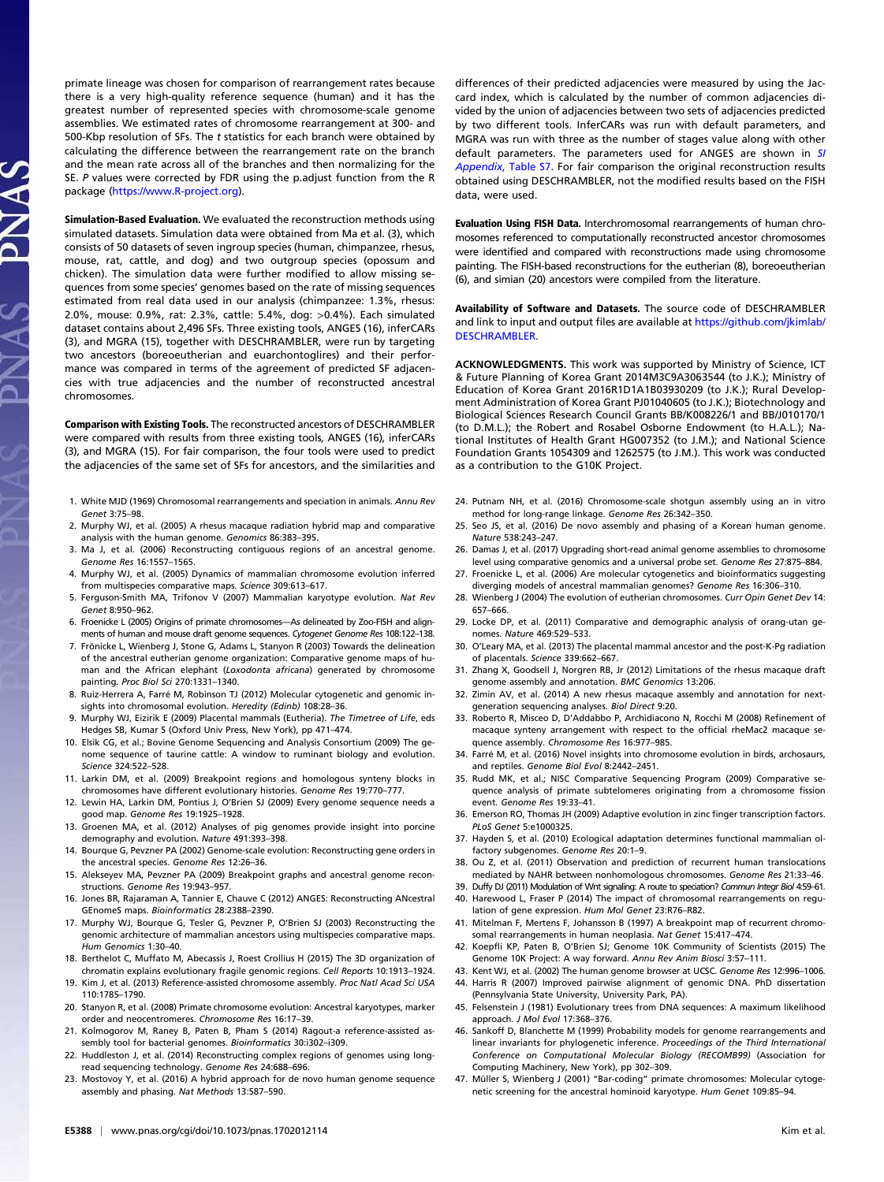primate lineage was chosen for comparison of rearrangement rates because there is a very high-quality reference sequence (human) and it has the greatest number of represented species with chromosome-scale genome assemblies. We estimated rates of chromosome rearrangement at 300- and 500-Kbp resolution of SFs. The *t* statistics for each branch were obtained by calculating the difference between the rearrangement rate on the branch and the mean rate across all of the branches and then normalizing for the SE. *P* values were corrected by FDR using the p.adjust function from the R package (https://www.R-project.org).

**Simulation-Based Evaluation.** We evaluated the reconstruction methods using simulated datasets. Simulation data were obtained from Ma et al. (3), which consists of 50 datasets of seven ingroup species (human, chimpanzee, rhesus, mouse, rat, cattle, and dog) and two outgroup species (opossum and chicken). The simulation data were further modified to allow missing sequences from some species' genomes based on the rate of missing sequences estimated from real data used in our analysis (chimpanzee: 1.3%, rhesus: 2.0%, mouse: 0.9%, rat: 2.3%, cattle: 5.4%, dog: >0.4%). Each simulated dataset contains about 2,496 SFs. Three existing tools, ANGES (16), inferCARs (3), and MGRA (15), together with DESCHRAMBLER, were run by targeting two ancestors (boreoeutherian and euarchontoglires) and their performance was compared in terms of the agreement of predicted SF adjacencies with true adjacencies and the number of reconstructed ancestral chromosomes.

**Comparison with Existing Tools.** The reconstructed ancestors of DESCHRAMBLER were compared with results from three existing tools, ANGES (16), inferCARs (3), and MGRA (15). For fair comparison, the four tools were used to predict the adjacencies of the same set of SFs for ancestors, and the similarities and differences of their predicted adjacencies were measured by using the Jaccard index, which is calculated by the number of common adjacencies divided by the union of adjacencies between two sets of adjacencies predicted by two different tools. InferCARs was run with default parameters, and MGRA was run with three as the number of stages value along with other default parameters. The parameters used for ANGES are shown in *SI Appendix*, Table S7. For fair comparison the original reconstruction results obtained using DESCHRAMBLER, not the modified results based on the FISH data, were used.

**Evaluation Using FISH Data.** Interchromosomal rearrangements of human chromosomes referenced to computationally reconstructed ancestor chromosomes were identified and compared with reconstructions made using chromosome painting. The FISH-based reconstructions for the eutherian (8), boreoeutherian (6), and simian (20) ancestors were compiled from the literature.

**Availability of Software and Datasets.** The source code of DESCHRAMBLER and link to input and output files are available at https://github.com/jkimlab/DESCHRAMBLER.

**ACKNOWLEDGMENTS.** This work was supported by Ministry of Science, ICT & Future Planning of Korea Grant 2014M3C9A3063544 (to J.K.); Ministry of Education of Korea Grant 2016R1D1A1B03930209 (to J.K.); Rural Development Administration of Korea Grant PJ01040605 (to J.K.); Biotechnology and Biological Sciences Research Council Grants BB/K008226/1 and BB/J010170/1 (to D.M.L.); the Robert and Rosabel Osborne Endowment (to H.A.L.); National Institutes of Health Grant HG007352 (to J.M.); and National Science Foundation Grants 1054309 and 1262575 (to J.M.). This work was conducted as a contribution to the G10K Project.

1. White MJD (1969) Chromosomal rearrangements and speciation in animals. *Annu Rev Genet* 3:75–98.
2. Murphy WJ, et al. (2005) A rhesus macaque radiation hybrid map and comparative analysis with the human genome. *Genomics* 86:383–395.
3. Ma J, et al. (2006) Reconstructing contiguous regions of an ancestral genome. *Genome Res* 16:1557–1565.
4. Murphy WJ, et al. (2005) Dynamics of mammalian chromosome evolution inferred from multispecies comparative maps. *Science* 309:613–617.
5. Ferguson-Smith MA, Trifonov V (2007) Mammalian karyotype evolution. *Nat Rev Genet* 8:950–962.
6. Froenicke L (2005) Origins of primate chromosomes—As delineated by Zoo-FISH and alignments of human and mouse draft genome sequences. *Cytogenet Genome Res* 108:122–138.
7. Frönicke L, Wienberg J, Stone G, Adams L, Stanyon R (2003) Towards the delineation of the ancestral eutherian genome organization: Comparative genome maps of human and the African elephant (*Loxodonta africana*) generated by chromosome painting. *Proc Biol Sci* 270:1331–1340.
8. Ruiz-Herrera A, Farré M, Robinson TJ (2012) Molecular cytogenetic and genomic insights into chromosomal evolution. *Heredity (Edinb)* 108:28–36.
9. Murphy WJ, Eizirik E (2009) Placental mammals (Eutheria). *The Timetree of Life*, eds Hedges SB, Kumar S (Oxford Univ Press, New York), pp 471–474.
10. Elsik CG, et al.; Bovine Genome Sequencing and Analysis Consortium (2009) The genome sequence of taurine cattle: A window to ruminant biology and evolution. *Science* 324:522–528.
11. Larkin DM, et al. (2009) Breakpoint regions and homologous synteny blocks in chromosomes have different evolutionary histories. *Genome Res* 19:770–777.
12. Lewin HA, Larkin DM, Pontius J, O'Brien SJ (2009) Every genome sequence needs a good map. *Genome Res* 19:1925–1928.
13. Groenen MA, et al. (2012) Analyses of pig genomes provide insight into porcine demography and evolution. *Nature* 491:393–398.
14. Bourque G, Pevzner PA (2002) Genome-scale evolution: Reconstructing gene orders in the ancestral species. *Genome Res* 12:26–36.
15. Alekseyev MA, Pevzner PA (2009) Breakpoint graphs and ancestral genome reconstructions. *Genome Res* 19:943–957.
16. Jones BR, Rajaraman A, Tannier E, Chauve C (2012) ANGES: Reconstructing ANcestral GEnomeS maps. *Bioinformatics* 28:2388–2390.
17. Murphy WJ, Bourque G, Tesler G, Pevzner P, O'Brien SJ (2003) Reconstructing the genomic architecture of mammalian ancestors using multispecies comparative maps. *Hum Genomics* 1:30–40.
18. Berthelot C, Muffato M, Abecassis J, Roest Crollius H (2015) The 3D organization of chromatin explains evolutionary fragile genomic regions. *Cell Reports* 10:1913–1924.
19. Kim J, et al. (2013) Reference-assisted chromosome assembly. *Proc Natl Acad Sci USA* 110:1785–1790.
20. Stanyon R, et al. (2008) Primate chromosome evolution: Ancestral karyotypes, marker order and neocentromeres. *Chromosome Res* 16:17–39.
21. Kolmogorov M, Raney B, Paten B, Pham S (2014) Ragout-a reference-assisted assembly tool for bacterial genomes. *Bioinformatics* 30:i302–i309.
22. Huddleston J, et al. (2014) Reconstructing complex regions of genomes using long-read sequencing technology. *Genome Res* 24:688–696.
23. Mostovoy Y, et al. (2016) A hybrid approach for de novo human genome sequence assembly and phasing. *Nat Methods* 13:587–590.
24. Putnam NH, et al. (2016) Chromosome-scale shotgun assembly using an in vitro method for long-range linkage. *Genome Res* 26:342–350.
25. Seo JS, et al. (2016) De novo assembly and phasing of a Korean human genome. *Nature* 538:243–247.
26. Damas J, et al. (2017) Upgrading short-read animal genome assemblies to chromosome level using comparative genomics and a universal probe set. *Genome Res* 27:875–884.
27. Froenicke L, et al. (2006) Are molecular cytogenetics and bioinformatics suggesting diverging models of ancestral mammalian genomes? *Genome Res* 16:306–310.
28. Wienberg J (2004) The evolution of eutherian chromosomes. *Curr Opin Genet Dev* 14: 657–666.
29. Locke DP, et al. (2011) Comparative and demographic analysis of orang-utan genomes. *Nature* 469:529–533.
30. O'Leary MA, et al. (2013) The placental mammal ancestor and the post-K-Pg radiation of placentals. *Science* 339:662–667.
31. Zhang X, Goodsell J, Norgren RB, Jr (2012) Limitations of the rhesus macaque draft genome assembly and annotation. *BMC Genomics* 13:206.
32. Zimin AV, et al. (2014) A new rhesus macaque assembly and annotation for next-generation sequencing analyses. *Biol Direct* 9:20.
33. Roberto R, Misceo D, D'Addabbo P, Archidiacono N, Rocchi M (2008) Refinement of macaque synteny arrangement with respect to the official rheMac2 macaque sequence assembly. *Chromosome Res* 16:977–985.
34. Farré M, et al. (2016) Novel insights into chromosome evolution in birds, archosaurs, and reptiles. *Genome Biol Evol* 8:2442–2451.
35. Rudd MK, et al.; NISC Comparative Sequencing Program (2009) Comparative sequence analysis of primate subtelomeres originating from a chromosome fission event. *Genome Res* 19:33–41.
36. Emerson RO, Thomas JH (2009) Adaptive evolution in zinc finger transcription factors. *PLoS Genet* 5:e1000325.
37. Hayden S, et al. (2010) Ecological adaptation determines functional mammalian olfactory subgenomes. *Genome Res* 20:1–9.
38. Ou Z, et al. (2011) Observation and prediction of recurrent human translocations mediated by NAHR between nonhomologous chromosomes. *Genome Res* 21:33–46.
39. Duffy DJ (2011) Modulation of Wnt signaling: A route to speciation? *Commun Integr Biol* 4:59-61.
40. Harewood L, Fraser P (2014) The impact of chromosomal rearrangements on regulation of gene expression. *Hum Mol Genet* 23:R76–R82.
41. Mitelman F, Mertens F, Johansson B (1997) A breakpoint map of recurrent chromosomal rearrangements in human neoplasia. *Nat Genet* 15:417–474.
42. Koepfli KP, Paten B, O'Brien SJ; Genome 10K Community of Scientists (2015) The Genome 10K Project: A way forward. *Annu Rev Anim Biosci* 3:57–111.
43. Kent WJ, et al. (2002) The human genome browser at UCSC. *Genome Res* 12:996–1006.
44. Harris R (2007) Improved pairwise alignment of genomic DNA. PhD dissertation (Pennsylvania State University, University Park, PA).
45. Felsenstein J (1981) Evolutionary trees from DNA sequences: A maximum likelihood approach. *J Mol Evol* 17:368–376.
46. Sankoff D, Blanchette M (1999) Probability models for genome rearrangements and linear invariants for phylogenetic inference. *Proceedings of the Third International Conference on Computational Molecular Biology (RECOMB99)* (Association for Computing Machinery, New York), pp 302–309.
47. Müller S, Wienberg J (2001) "Bar-coding" primate chromosomes: Molecular cytogenetic screening for the ancestral hominoid karyotype. *Hum Genet* 109:85–94.